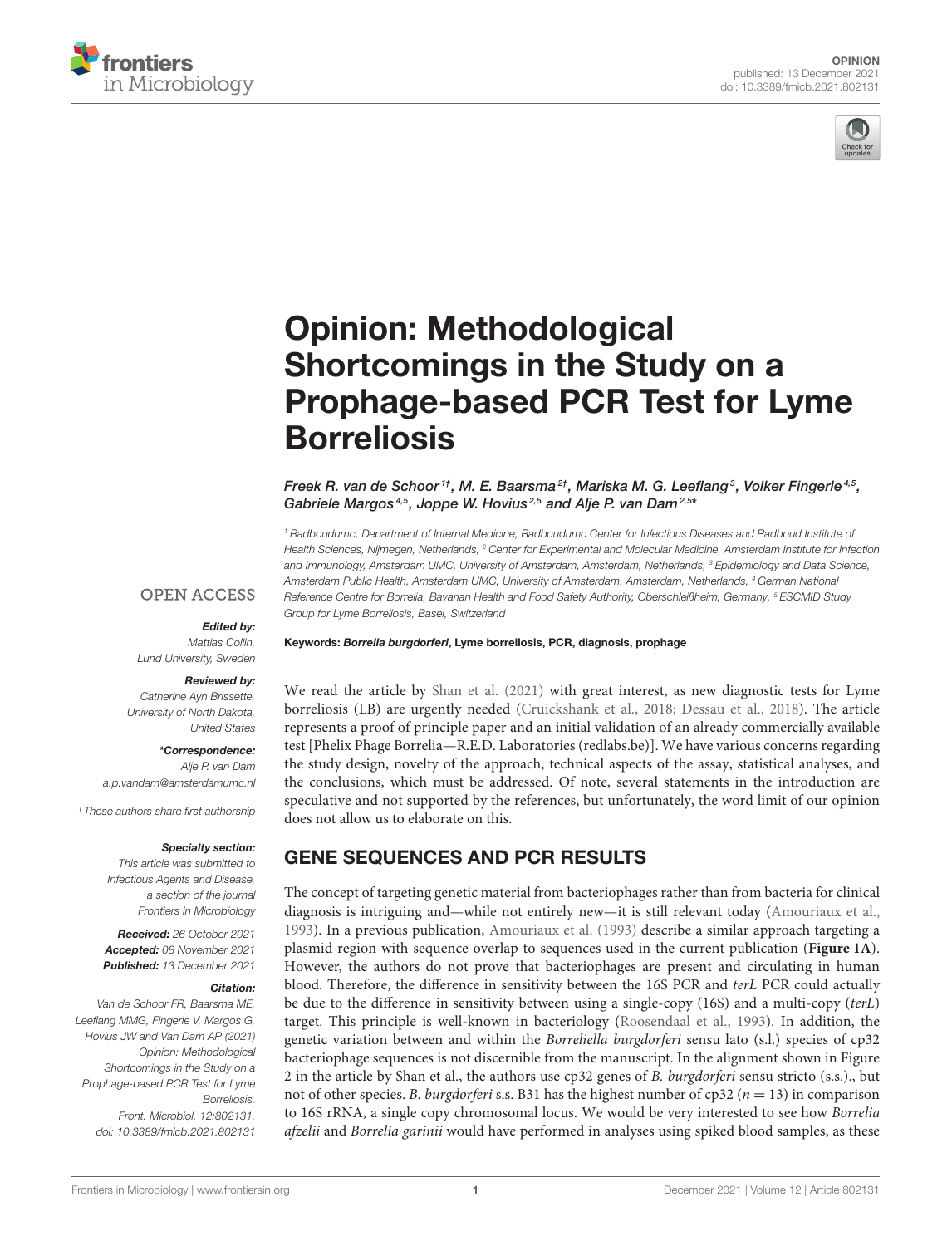OPINION
published: 13 December 2021
doi: 10.3389/fmicb.2021.802131

# Opinion: Methodological Shortcomings in the Study on a Prophage-based PCR Test for Lyme Borreliosis

*Freek R. van de Schoor[1†], M. E. Baarsma[2†], Mariska M. G. Leeflang[3], Volker Fingerle[4,5], Gabriele Margos[4,5], Joppe W. Hovius[2,5] and Alje P. van Dam[2,5]**

[1] Radboudumc, Department of Internal Medicine, Radboudumc Center for Infectious Diseases and Radboud Institute of Health Sciences, Nijmegen, Netherlands, [2] Center for Experimental and Molecular Medicine, Amsterdam Institute for Infection and Immunology, Amsterdam UMC, University of Amsterdam, Amsterdam, Netherlands, [3] Epidemiology and Data Science, Amsterdam Public Health, Amsterdam UMC, University of Amsterdam, Amsterdam, Netherlands, [4] German National Reference Centre for Borrelia, Bavarian Health and Food Safety Authority, Oberschleißheim, Germany, [5] ESCMID Study Group for Lyme Borreliosis, Basel, Switzerland

OPEN ACCESS

***Edited by:***
Mattias Collin,
Lund University, Sweden

***Reviewed by:***
Catherine Ayn Brissette,
University of North Dakota,
United States

***\*Correspondence:***
Alje P. van Dam
a.p.vandam@amsterdamumc.nl

†These authors share first authorship

***Specialty section:***
This article was submitted to Infectious Agents and Disease, a section of the journal Frontiers in Microbiology

***Received:*** 26 October 2021
***Accepted:*** 08 November 2021
***Published:*** 13 December 2021

***Citation:***
Van de Schoor FR, Baarsma ME, Leeflang MMG, Fingerle V, Margos G, Hovius JW and Van Dam AP (2021) Opinion: Methodological Shortcomings in the Study on a Prophage-based PCR Test for Lyme Borreliosis. Front. Microbiol. 12:802131. doi: 10.3389/fmicb.2021.802131

**Keywords: *Borrelia burgdorferi*, Lyme borreliosis, PCR, diagnosis, prophage**

We read the article by Shan et al. (2021) with great interest, as new diagnostic tests for Lyme borreliosis (LB) are urgently needed (Cruickshank et al., 2018; Dessau et al., 2018). The article represents a proof of principle paper and an initial validation of an already commercially available test [Phelix Phage Borrelia—R.E.D. Laboratories (redlabs.be)]. We have various concerns regarding the study design, novelty of the approach, technical aspects of the assay, statistical analyses, and the conclusions, which must be addressed. Of note, several statements in the introduction are speculative and not supported by the references, but unfortunately, the word limit of our opinion does not allow us to elaborate on this.

## GENE SEQUENCES AND PCR RESULTS

The concept of targeting genetic material from bacteriophages rather than from bacteria for clinical diagnosis is intriguing and—while not entirely new—it is still relevant today (Amouriaux et al., 1993). In a previous publication, Amouriaux et al. (1993) describe a similar approach targeting a plasmid region with sequence overlap to sequences used in the current publication (**Figure 1A**). However, the authors do not prove that bacteriophages are present and circulating in human blood. Therefore, the difference in sensitivity between the 16S PCR and *terL* PCR could actually be due to the difference in sensitivity between using a single-copy (16S) and a multi-copy (*terL*) target. This principle is well-known in bacteriology (Roosendaal et al., 1993). In addition, the genetic variation between and within the *Borreliella burgdorferi* sensu lato (s.l.) species of cp32 bacteriophage sequences is not discernible from the manuscript. In the alignment shown in Figure 2 in the article by Shan et al., the authors use cp32 genes of *B. burgdorferi* sensu stricto (s.s.)., but not of other species. *B. burgdorferi* s.s. B31 has the highest number of cp32 ($n = 13$) in comparison to 16S rRNA, a single copy chromosomal locus. We would be very interested to see how *Borrelia afzelii* and *Borrelia garinii* would have performed in analyses using spiked blood samples, as these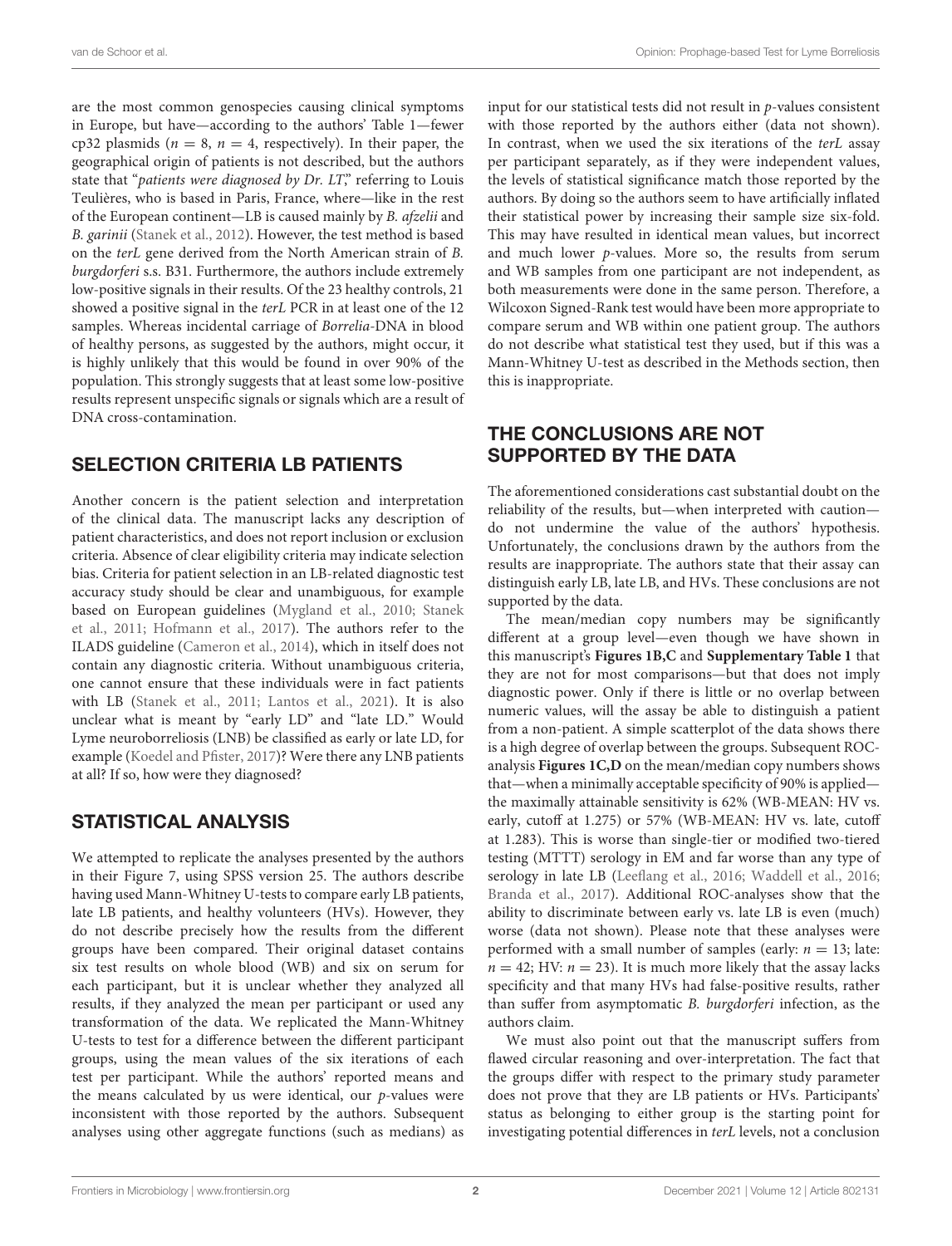are the most common genospecies causing clinical symptoms in Europe, but have—according to the authors' Table 1—fewer cp32 plasmids ($n = 8$, $n = 4$, respectively). In their paper, the geographical origin of patients is not described, but the authors state that "*patients were diagnosed by Dr. LT*," referring to Louis Teulières, who is based in Paris, France, where—like in the rest of the European continent—LB is caused mainly by *B. afzelii* and *B. garinii* (Stanek et al., 2012). However, the test method is based on the *terL* gene derived from the North American strain of *B. burgdorferi* s.s. B31. Furthermore, the authors include extremely low-positive signals in their results. Of the 23 healthy controls, 21 showed a positive signal in the *terL* PCR in at least one of the 12 samples. Whereas incidental carriage of *Borrelia*-DNA in blood of healthy persons, as suggested by the authors, might occur, it is highly unlikely that this would be found in over 90% of the population. This strongly suggests that at least some low-positive results represent unspecific signals or signals which are a result of DNA cross-contamination.

## SELECTION CRITERIA LB PATIENTS

Another concern is the patient selection and interpretation of the clinical data. The manuscript lacks any description of patient characteristics, and does not report inclusion or exclusion criteria. Absence of clear eligibility criteria may indicate selection bias. Criteria for patient selection in an LB-related diagnostic test accuracy study should be clear and unambiguous, for example based on European guidelines (Mygland et al., 2010; Stanek et al., 2011; Hofmann et al., 2017). The authors refer to the ILADS guideline (Cameron et al., 2014), which in itself does not contain any diagnostic criteria. Without unambiguous criteria, one cannot ensure that these individuals were in fact patients with LB (Stanek et al., 2011; Lantos et al., 2021). It is also unclear what is meant by "early LD" and "late LD." Would Lyme neuroborreliosis (LNB) be classified as early or late LD, for example (Koedel and Pfister, 2017)? Were there any LNB patients at all? If so, how were they diagnosed?

## STATISTICAL ANALYSIS

We attempted to replicate the analyses presented by the authors in their Figure 7, using SPSS version 25. The authors describe having used Mann-Whitney U-tests to compare early LB patients, late LB patients, and healthy volunteers (HVs). However, they do not describe precisely how the results from the different groups have been compared. Their original dataset contains six test results on whole blood (WB) and six on serum for each participant, but it is unclear whether they analyzed all results, if they analyzed the mean per participant or used any transformation of the data. We replicated the Mann-Whitney U-tests to test for a difference between the different participant groups, using the mean values of the six iterations of each test per participant. While the authors' reported means and the means calculated by us were identical, our $p$-values were inconsistent with those reported by the authors. Subsequent analyses using other aggregate functions (such as medians) as input for our statistical tests did not result in $p$-values consistent with those reported by the authors either (data not shown). In contrast, when we used the six iterations of the *terL* assay per participant separately, as if they were independent values, the levels of statistical significance match those reported by the authors. By doing so the authors seem to have artificially inflated their statistical power by increasing their sample size six-fold. This may have resulted in identical mean values, but incorrect and much lower $p$-values. More so, the results from serum and WB samples from one participant are not independent, as both measurements were done in the same person. Therefore, a Wilcoxon Signed-Rank test would have been more appropriate to compare serum and WB within one patient group. The authors do not describe what statistical test they used, but if this was a Mann-Whitney U-test as described in the Methods section, then this is inappropriate.

## THE CONCLUSIONS ARE NOT SUPPORTED BY THE DATA

The aforementioned considerations cast substantial doubt on the reliability of the results, but—when interpreted with caution—do not undermine the value of the authors' hypothesis. Unfortunately, the conclusions drawn by the authors from the results are inappropriate. The authors state that their assay can distinguish early LB, late LB, and HVs. These conclusions are not supported by the data.

The mean/median copy numbers may be significantly different at a group level—even though we have shown in this manuscript's **Figures 1B,C** and **Supplementary Table 1** that they are not for most comparisons—but that does not imply diagnostic power. Only if there is little or no overlap between numeric values, will the assay be able to distinguish a patient from a non-patient. A simple scatterplot of the data shows there is a high degree of overlap between the groups. Subsequent ROC-analysis **Figures 1C,D** on the mean/median copy numbers shows that—when a minimally acceptable specificity of 90% is applied—the maximally attainable sensitivity is 62% (WB-MEAN: HV vs. early, cutoff at 1.275) or 57% (WB-MEAN: HV vs. late, cutoff at 1.283). This is worse than single-tier or modified two-tiered testing (MTTT) serology in EM and far worse than any type of serology in late LB (Leeflang et al., 2016; Waddell et al., 2016; Branda et al., 2017). Additional ROC-analyses show that the ability to discriminate between early vs. late LB is even (much) worse (data not shown). Please note that these analyses were performed with a small number of samples (early: $n = 13$; late: $n = 42$; HV: $n = 23$). It is much more likely that the assay lacks specificity and that many HVs had false-positive results, rather than suffer from asymptomatic *B. burgdorferi* infection, as the authors claim.

We must also point out that the manuscript suffers from flawed circular reasoning and over-interpretation. The fact that the groups differ with respect to the primary study parameter does not prove that they are LB patients or HVs. Participants' status as belonging to either group is the starting point for investigating potential differences in *terL* levels, not a conclusion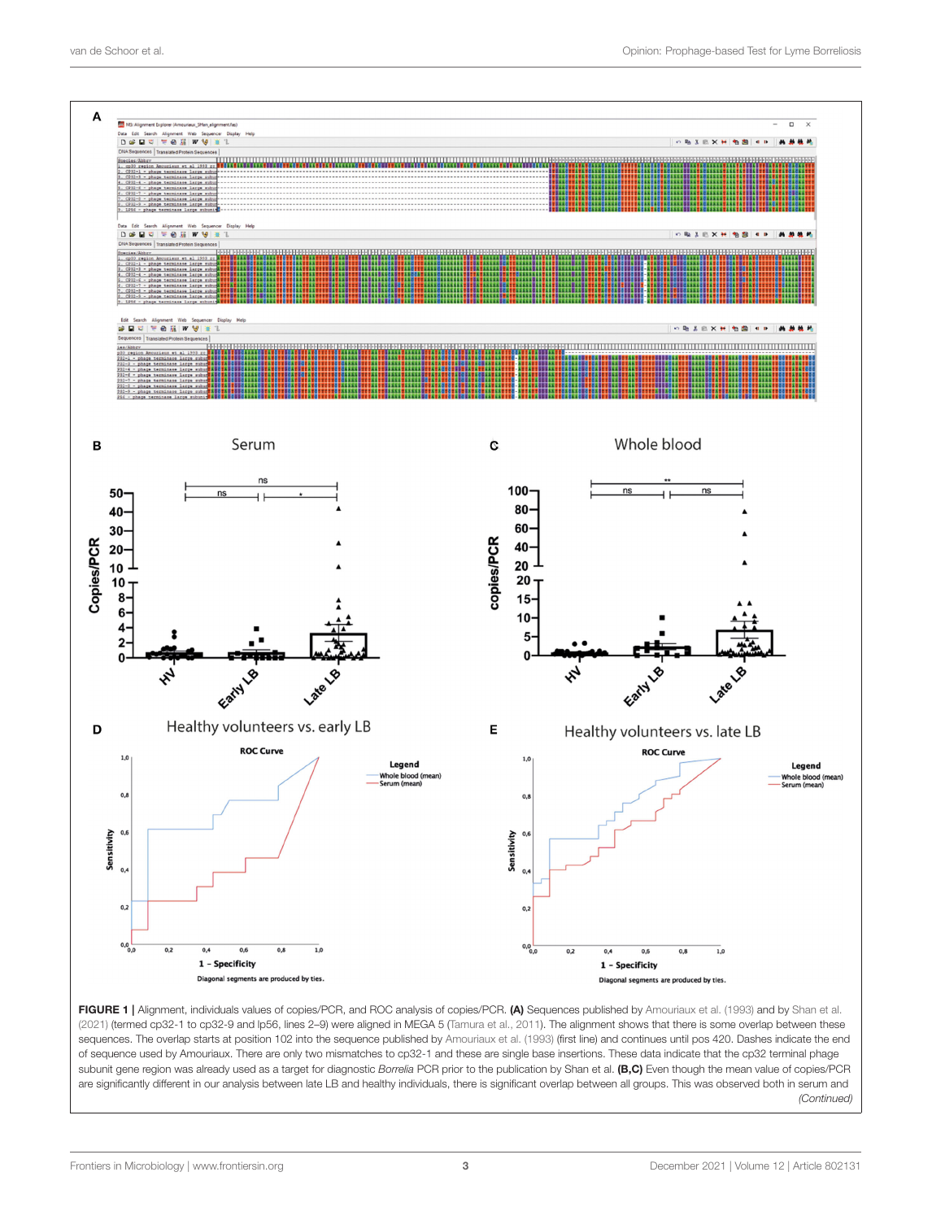FIGURE 1 | Alignment, individuals values of copies/PCR, and ROC analysis of copies/PCR. **(A)** Sequences published by Amouriaux et al. (1993) and by Shan et al. (2021) (termed cp32-1 to cp32-9 and lp56, lines 2–9) were aligned in MEGA 5 (Tamura et al., 2011). The alignment shows that there is some overlap between these sequences. The overlap starts at position 102 into the sequence published by Amouriaux et al. (1993) (first line) and continues until pos 420. Dashes indicate the end of sequence used by Amouriaux. There are only two mismatches to cp32-1 and these are single base insertions. These data indicate that the cp32 terminal phage subunit gene region was already used as a target for diagnostic *Borrelia* PCR prior to the publication by Shan et al. **(B,C)** Even though the mean value of copies/PCR are significantly different in our analysis between late LB and healthy individuals, there is significant overlap between all groups. This was observed both in serum and *(Continued)*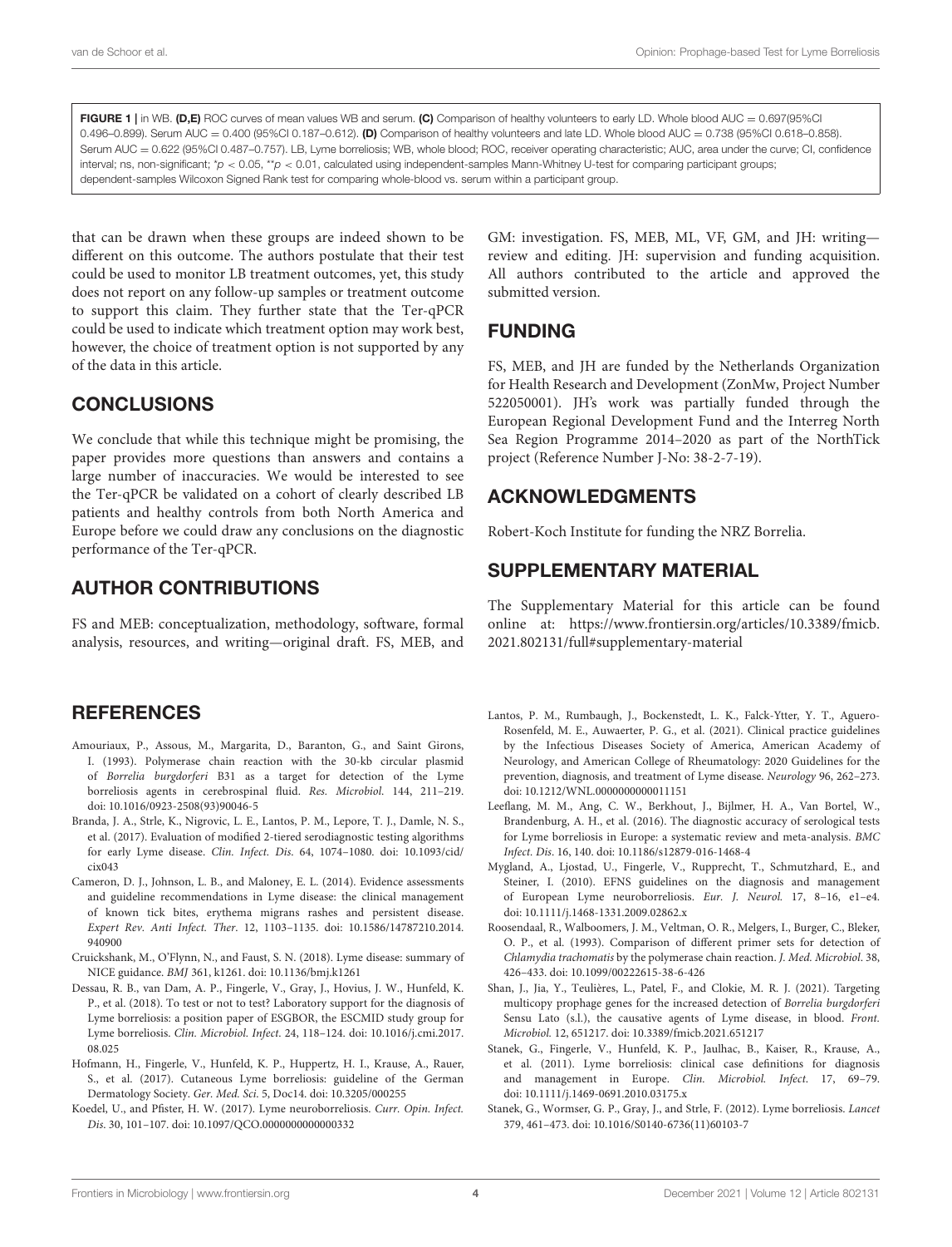**FIGURE 1 |** in WB. **(D,E)** ROC curves of mean values WB and serum. **(C)** Comparison of healthy volunteers to early LD. Whole blood AUC = 0.697(95%CI 0.496–0.899). Serum AUC = 0.400 (95%CI 0.187–0.612). **(D)** Comparison of healthy volunteers and late LD. Whole blood AUC = 0.738 (95%CI 0.618–0.858). Serum AUC = 0.622 (95%CI 0.487–0.757). LB, Lyme borreliosis; WB, whole blood; ROC, receiver operating characteristic; AUC, area under the curve; CI, confidence interval; ns, non-significant; \*$p < 0.05$, \*\*$p < 0.01$, calculated using independent-samples Mann-Whitney U-test for comparing participant groups; dependent-samples Wilcoxon Signed Rank test for comparing whole-blood vs. serum within a participant group.

that can be drawn when these groups are indeed shown to be different on this outcome. The authors postulate that their test could be used to monitor LB treatment outcomes, yet, this study does not report on any follow-up samples or treatment outcome to support this claim. They further state that the Ter-qPCR could be used to indicate which treatment option may work best, however, the choice of treatment option is not supported by any of the data in this article.

## CONCLUSIONS

We conclude that while this technique might be promising, the paper provides more questions than answers and contains a large number of inaccuracies. We would be interested to see the Ter-qPCR be validated on a cohort of clearly described LB patients and healthy controls from both North America and Europe before we could draw any conclusions on the diagnostic performance of the Ter-qPCR.

## AUTHOR CONTRIBUTIONS

FS and MEB: conceptualization, methodology, software, formal analysis, resources, and writing—original draft. FS, MEB, and GM: investigation. FS, MEB, ML, VF, GM, and JH: writing—review and editing. JH: supervision and funding acquisition. All authors contributed to the article and approved the submitted version.

## FUNDING

FS, MEB, and JH are funded by the Netherlands Organization for Health Research and Development (ZonMw, Project Number 522050001). JH's work was partially funded through the European Regional Development Fund and the Interreg North Sea Region Programme 2014–2020 as part of the NorthTick project (Reference Number J-No: 38-2-7-19).

## ACKNOWLEDGMENTS

Robert-Koch Institute for funding the NRZ Borrelia.

## SUPPLEMENTARY MATERIAL

The Supplementary Material for this article can be found online at: https://www.frontiersin.org/articles/10.3389/fmicb.2021.802131/full#supplementary-material

## REFERENCES

Amouriaux, P., Assous, M., Margarita, D., Baranton, G., and Saint Girons, I. (1993). Polymerase chain reaction with the 30-kb circular plasmid of *Borrelia burgdorferi* B31 as a target for detection of the Lyme borreliosis agents in cerebrospinal fluid. *Res. Microbiol.* 144, 211–219. doi: 10.1016/0923-2508(93)90046-5

Branda, J. A., Strle, K., Nigrovic, L. E., Lantos, P. M., Lepore, T. J., Damle, N. S., et al. (2017). Evaluation of modified 2-tiered serodiagnostic testing algorithms for early Lyme disease. *Clin. Infect. Dis.* 64, 1074–1080. doi: 10.1093/cid/cix043

Cameron, D. J., Johnson, L. B., and Maloney, E. L. (2014). Evidence assessments and guideline recommendations in Lyme disease: the clinical management of known tick bites, erythema migrans rashes and persistent disease. *Expert Rev. Anti Infect. Ther.* 12, 1103–1135. doi: 10.1586/14787210.2014.940900

Cruickshank, M., O'Flynn, N., and Faust, S. N. (2018). Lyme disease: summary of NICE guidance. *BMJ* 361, k1261. doi: 10.1136/bmj.k1261

Dessau, R. B., van Dam, A. P., Fingerle, V., Gray, J., Hovius, J. W., Hunfeld, K. P., et al. (2018). To test or not to test? Laboratory support for the diagnosis of Lyme borreliosis: a position paper of ESGBOR, the ESCMID study group for Lyme borreliosis. *Clin. Microbiol. Infect.* 24, 118–124. doi: 10.1016/j.cmi.2017.08.025

Hofmann, H., Fingerle, V., Hunfeld, K. P., Huppertz, H. I., Krause, A., Rauer, S., et al. (2017). Cutaneous Lyme borreliosis: guideline of the German Dermatology Society. *Ger. Med. Sci.* 5, Doc14. doi: 10.3205/000255

Koedel, U., and Pfister, H. W. (2017). Lyme neuroborreliosis. *Curr. Opin. Infect. Dis.* 30, 101–107. doi: 10.1097/QCO.0000000000000332

Lantos, P. M., Rumbaugh, J., Bockenstedt, L. K., Falck-Ytter, Y. T., Aguero-Rosenfeld, M. E., Auwaerter, P. G., et al. (2021). Clinical practice guidelines by the Infectious Diseases Society of America, American Academy of Neurology, and American College of Rheumatology: 2020 Guidelines for the prevention, diagnosis, and treatment of Lyme disease. *Neurology* 96, 262–273. doi: 10.1212/WNL.0000000000011151

Leeflang, M. M., Ang, C. W., Berkhout, J., Bijlmer, H. A., Van Bortel, W., Brandenburg, A. H., et al. (2016). The diagnostic accuracy of serological tests for Lyme borreliosis in Europe: a systematic review and meta-analysis. *BMC Infect. Dis.* 16, 140. doi: 10.1186/s12879-016-1468-4

Mygland, A., Ljostad, U., Fingerle, V., Rupprecht, T., Schmutzhard, E., and Steiner, I. (2010). EFNS guidelines on the diagnosis and management of European Lyme neuroborreliosis. *Eur. J. Neurol.* 17, 8–16, e1–e4. doi: 10.1111/j.1468-1331.2009.02862.x

Roosendaal, R., Walboomers, J. M., Veltman, O. R., Melgers, I., Burger, C., Bleker, O. P., et al. (1993). Comparison of different primer sets for detection of *Chlamydia trachomatis* by the polymerase chain reaction. *J. Med. Microbiol.* 38, 426–433. doi: 10.1099/00222615-38-6-426

Shan, J., Jia, Y., Teulières, L., Patel, F., and Clokie, M. R. J. (2021). Targeting multicopy prophage genes for the increased detection of *Borrelia burgdorferi* Sensu Lato (s.l.), the causative agents of Lyme disease, in blood. *Front. Microbiol.* 12, 651217. doi: 10.3389/fmicb.2021.651217

Stanek, G., Fingerle, V., Hunfeld, K. P., Jaulhac, B., Kaiser, R., Krause, A., et al. (2011). Lyme borreliosis: clinical case definitions for diagnosis and management in Europe. *Clin. Microbiol. Infect.* 17, 69–79. doi: 10.1111/j.1469-0691.2010.03175.x

Stanek, G., Wormser, G. P., Gray, J., and Strle, F. (2012). Lyme borreliosis. *Lancet* 379, 461–473. doi: 10.1016/S0140-6736(11)60103-7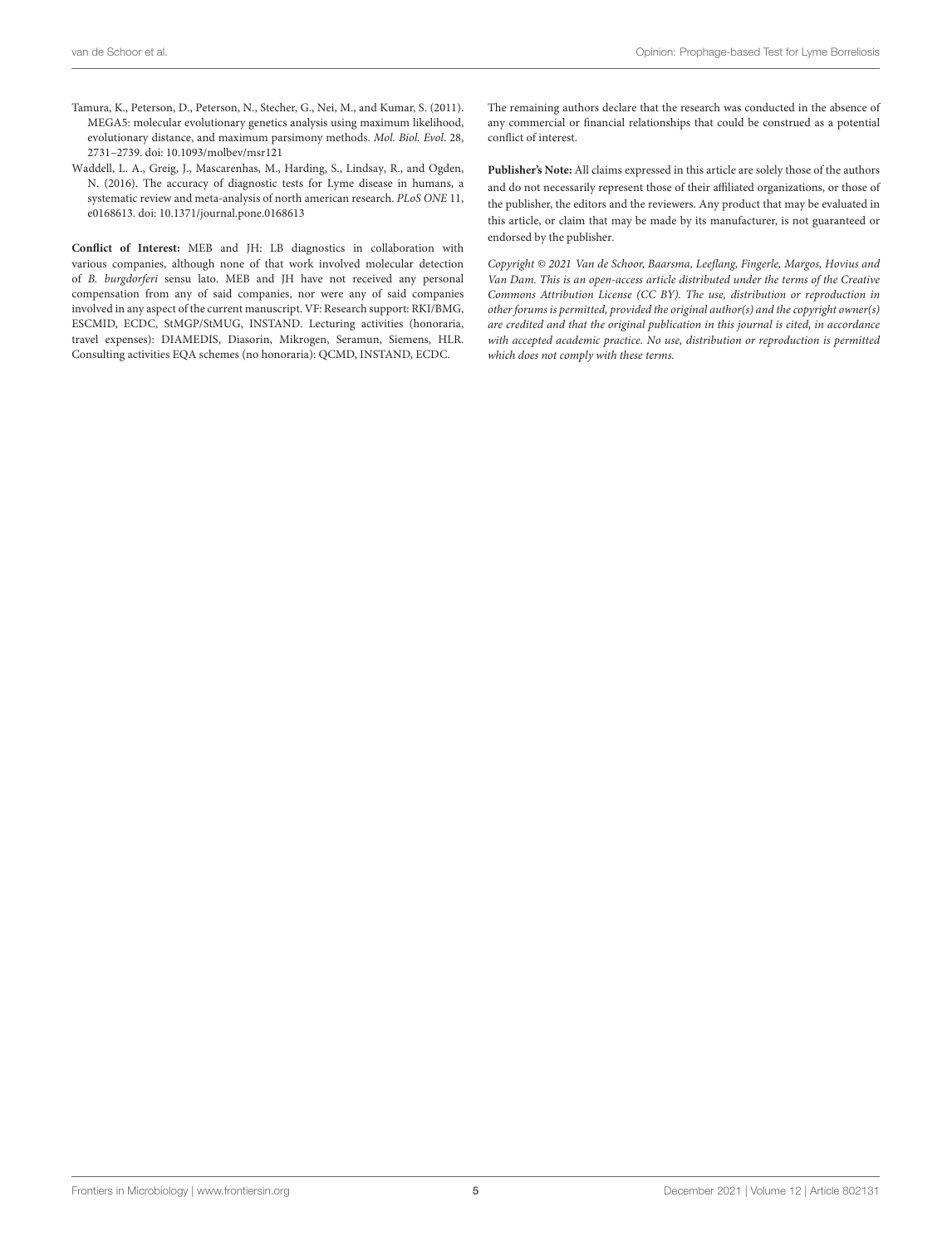Tamura, K., Peterson, D., Peterson, N., Stecher, G., Nei, M., and Kumar, S. (2011). MEGA5: molecular evolutionary genetics analysis using maximum likelihood, evolutionary distance, and maximum parsimony methods. *Mol. Biol. Evol*. 28, 2731–2739. doi: 10.1093/molbev/msr121

Waddell, L. A., Greig, J., Mascarenhas, M., Harding, S., Lindsay, R., and Ogden, N. (2016). The accuracy of diagnostic tests for Lyme disease in humans, a systematic review and meta-analysis of north american research. *PLoS ONE* 11, e0168613. doi: 10.1371/journal.pone.0168613

**Conflict of Interest:** MEB and JH: LB diagnostics in collaboration with various companies, although none of that work involved molecular detection of *B. burgdorferi* sensu lato. MEB and JH have not received any personal compensation from any of said companies, nor were any of said companies involved in any aspect of the current manuscript. VF: Research support: RKI/BMG, ESCMID, ECDC, StMGP/StMUG, INSTAND. Lecturing activities (honoraria, travel expenses): DIAMEDIS, Diasorin, Mikrogen, Seramun, Siemens, HLR. Consulting activities EQA schemes (no honoraria): QCMD, INSTAND, ECDC.

The remaining authors declare that the research was conducted in the absence of any commercial or financial relationships that could be construed as a potential conflict of interest.

**Publisher's Note:** All claims expressed in this article are solely those of the authors and do not necessarily represent those of their affiliated organizations, or those of the publisher, the editors and the reviewers. Any product that may be evaluated in this article, or claim that may be made by its manufacturer, is not guaranteed or endorsed by the publisher.

*Copyright © 2021 Van de Schoor, Baarsma, Leeflang, Fingerle, Margos, Hovius and Van Dam. This is an open-access article distributed under the terms of the Creative Commons Attribution License (CC BY). The use, distribution or reproduction in other forums is permitted, provided the original author(s) and the copyright owner(s) are credited and that the original publication in this journal is cited, in accordance with accepted academic practice. No use, distribution or reproduction is permitted which does not comply with these terms.*